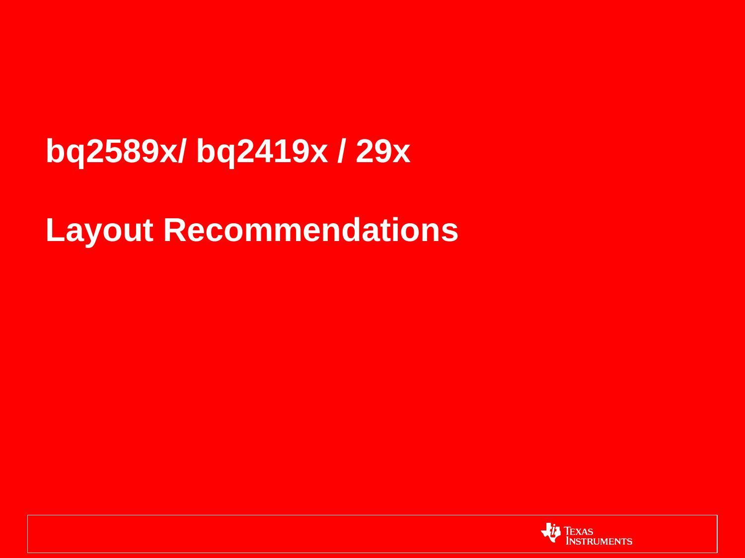# bq2589x/ bq2419x / 29x

# Layout Recommendations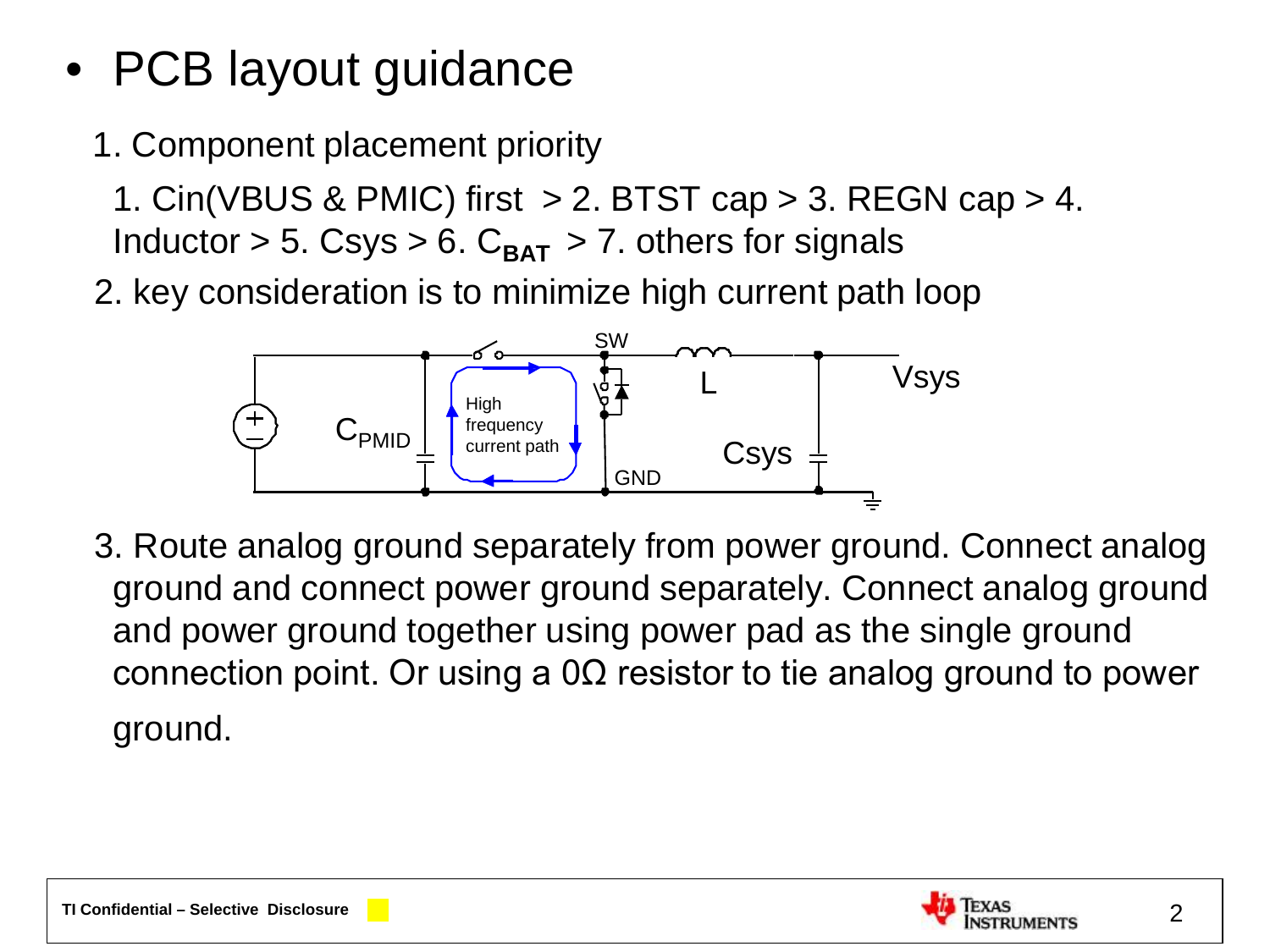- PCB layout guidance

1. Component placement priority

   1. Cin(VBUS & PMIC) first > 2. BTST cap > 3. REGN cap > 4. Inductor > 5. Csys > 6. $C_{BAT}$ > 7. others for signals

2. key consideration is to minimize high current path loop

3. Route analog ground separately from power ground. Connect analog ground and connect power ground separately. Connect analog ground and power ground together using power pad as the single ground connection point. Or using a 0Ω resistor to tie analog ground to power ground.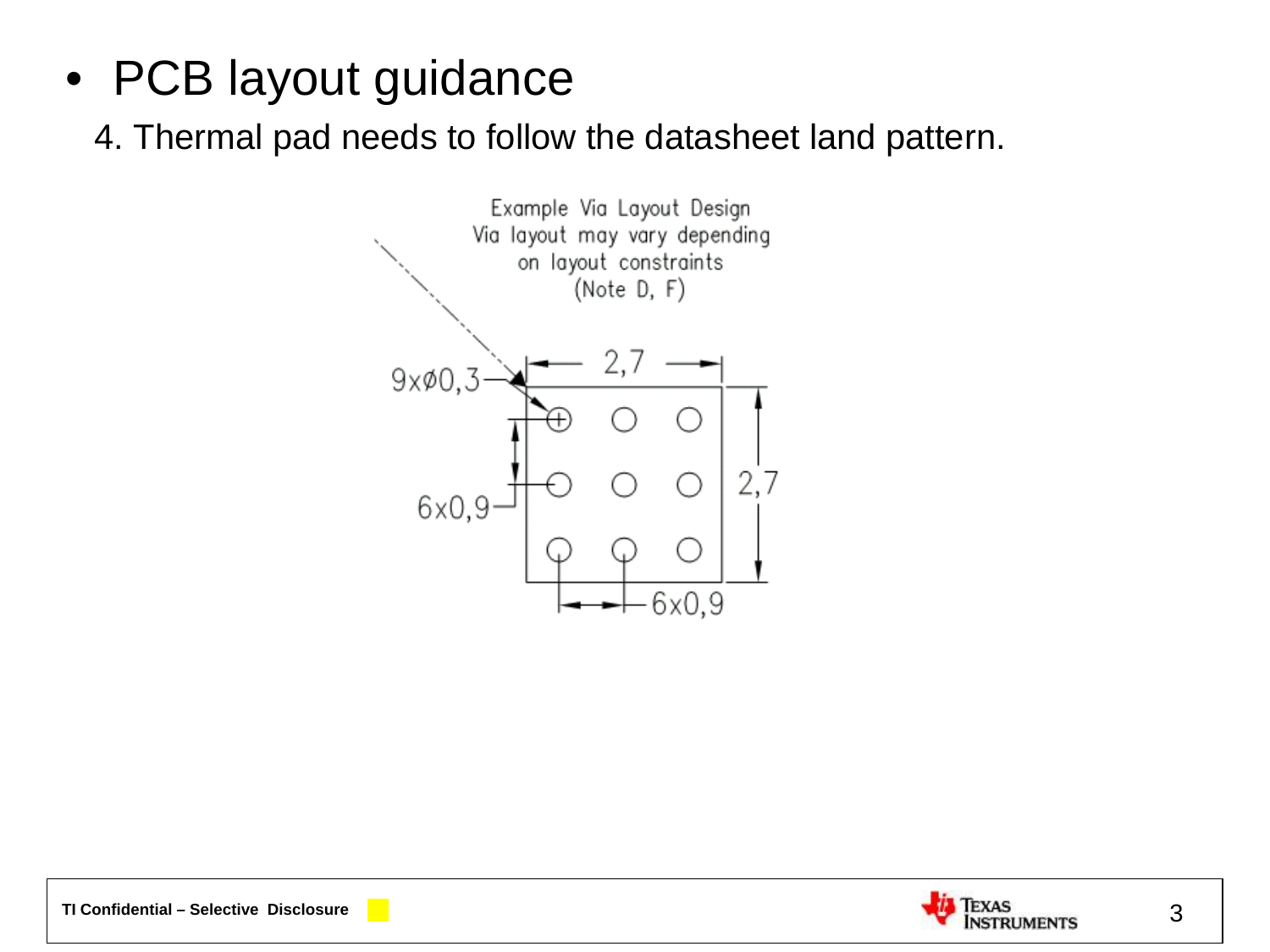- PCB layout guidance

4. Thermal pad needs to follow the datasheet land pattern.

Example Via Layout Design
Via layout may vary depending
on layout constraints
(Note D, F)

9xø0,3

2,7

6x0,9

2,7

6x0,9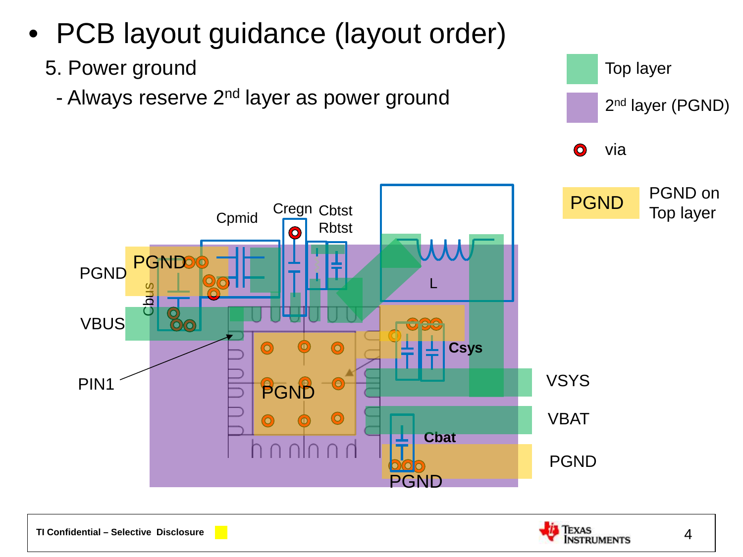- PCB layout guidance (layout order)

5. Power ground

- Always reserve 2nd layer as power ground

Top layer

2nd layer (PGND)

via

PGND — PGND on Top layer

Cpmid, Cregn, Cbtst, Rbtst, PGND, Cbus, VBUS, L, Csys, PIN1, PGND, VSYS, VBAT, Cbat, PGND, PGND

TI Confidential – Selective Disclosure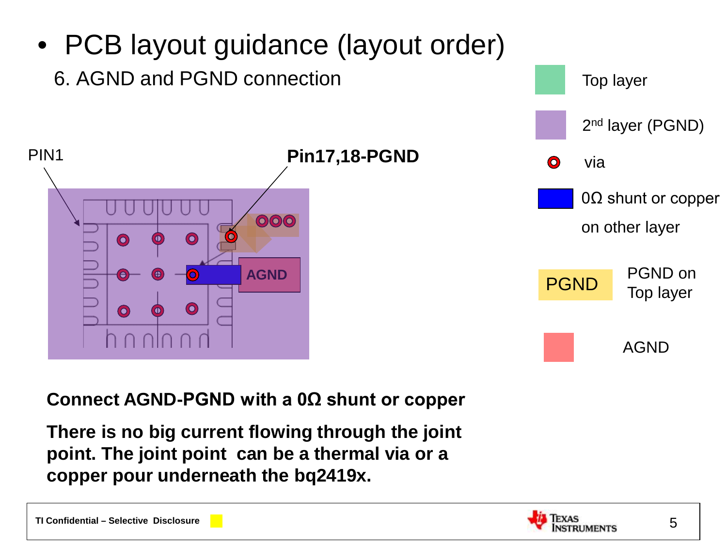- PCB layout guidance (layout order)

  6. AGND and PGND connection

PIN1

**Pin17,18-PGND**

AGND

Top layer

$2^{nd}$ layer (PGND)

via

0Ω shunt or copper on other layer

PGND — PGND on Top layer

AGND

**Connect AGND-PGND with a 0Ω shunt or copper**

**There is no big current flowing through the joint point. The joint point can be a thermal via or a copper pour underneath the bq2419x.**

TI Confidential – Selective Disclosure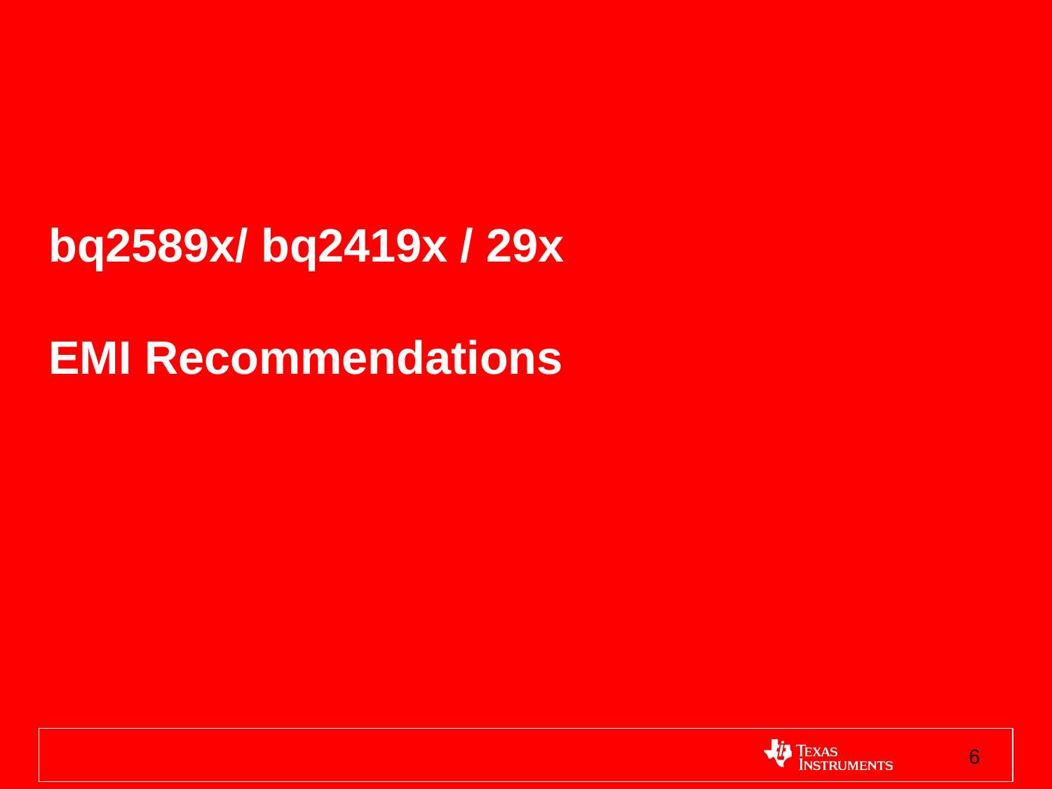# bq2589x/ bq2419x / 29x

# EMI Recommendations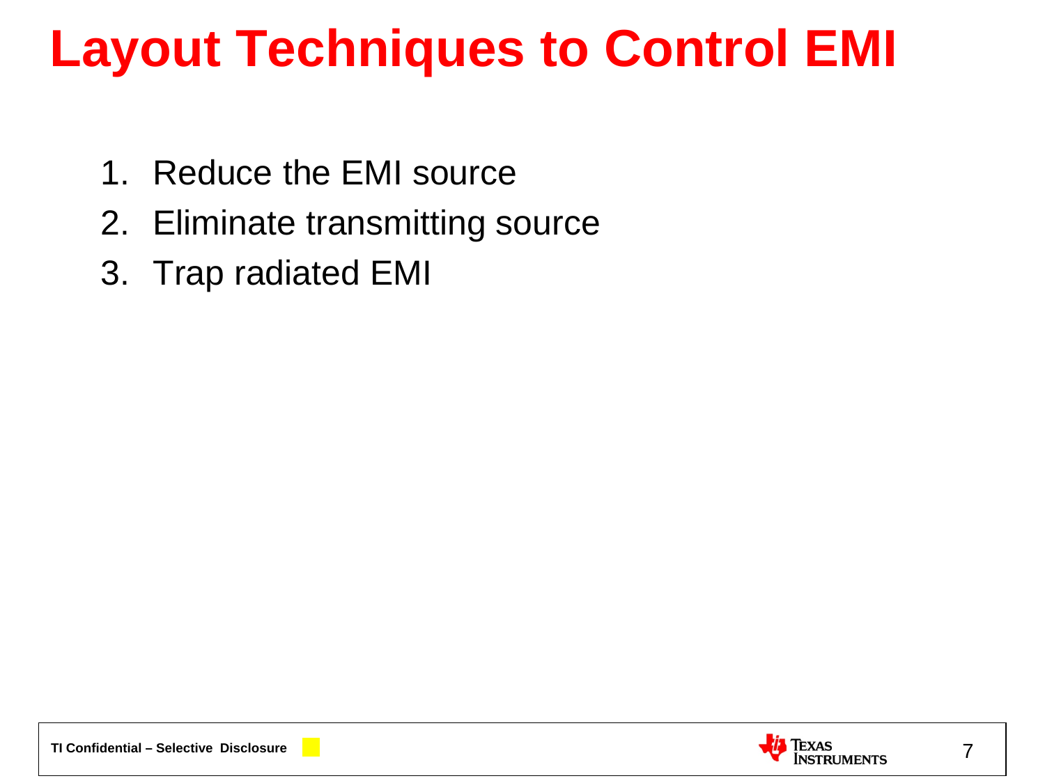# Layout Techniques to Control EMI

1. Reduce the EMI source
2. Eliminate transmitting source
3. Trap radiated EMI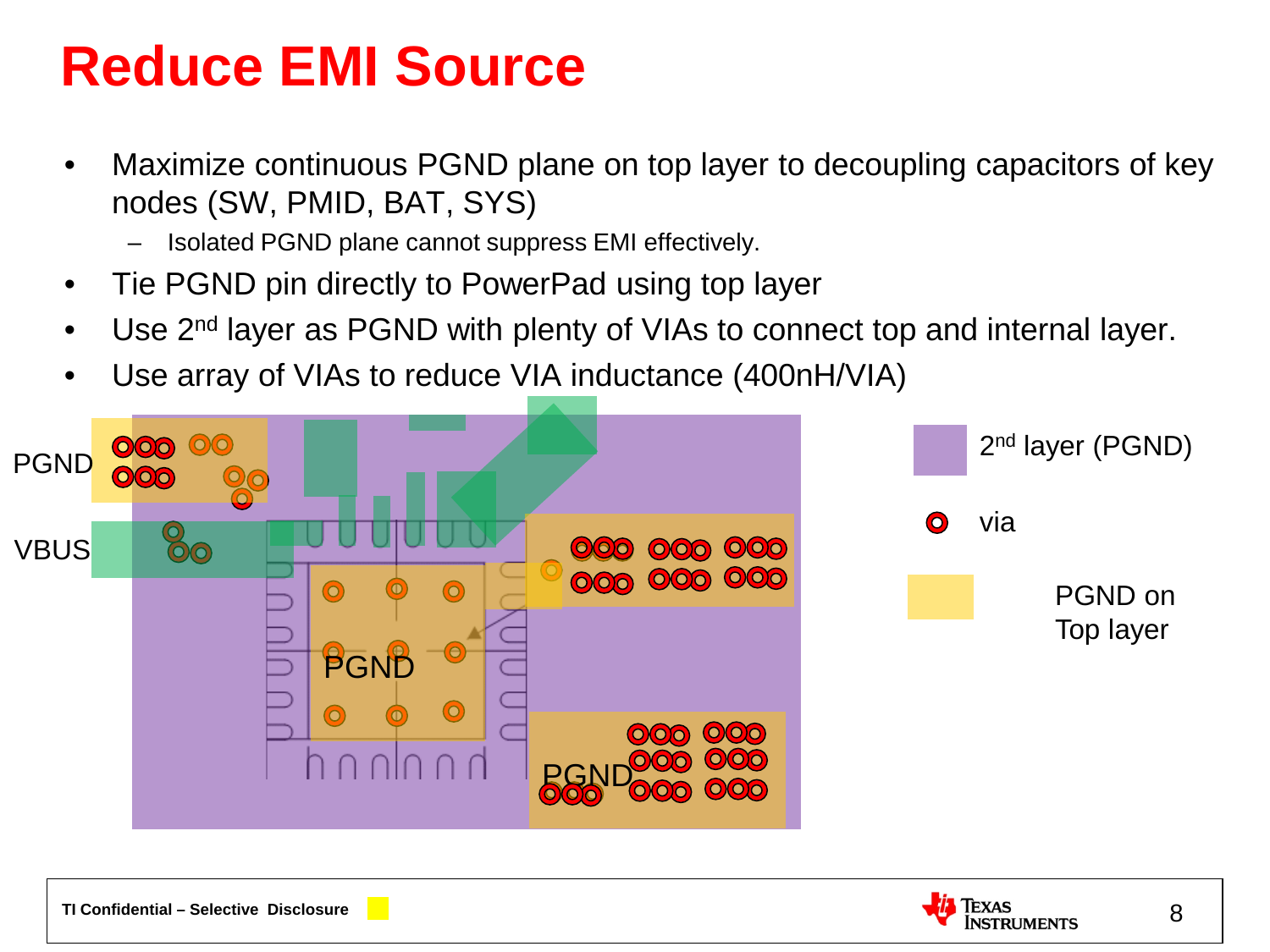# Reduce EMI Source

- Maximize continuous PGND plane on top layer to decoupling capacitors of key nodes (SW, PMID, BAT, SYS)
  - Isolated PGND plane cannot suppress EMI effectively.
- Tie PGND pin directly to PowerPad using top layer
- Use 2nd layer as PGND with plenty of VIAs to connect top and internal layer.
- Use array of VIAs to reduce VIA inductance (400nH/VIA)

PGND

VBUS

PGND

PGND

2nd layer (PGND)

via

PGND on Top layer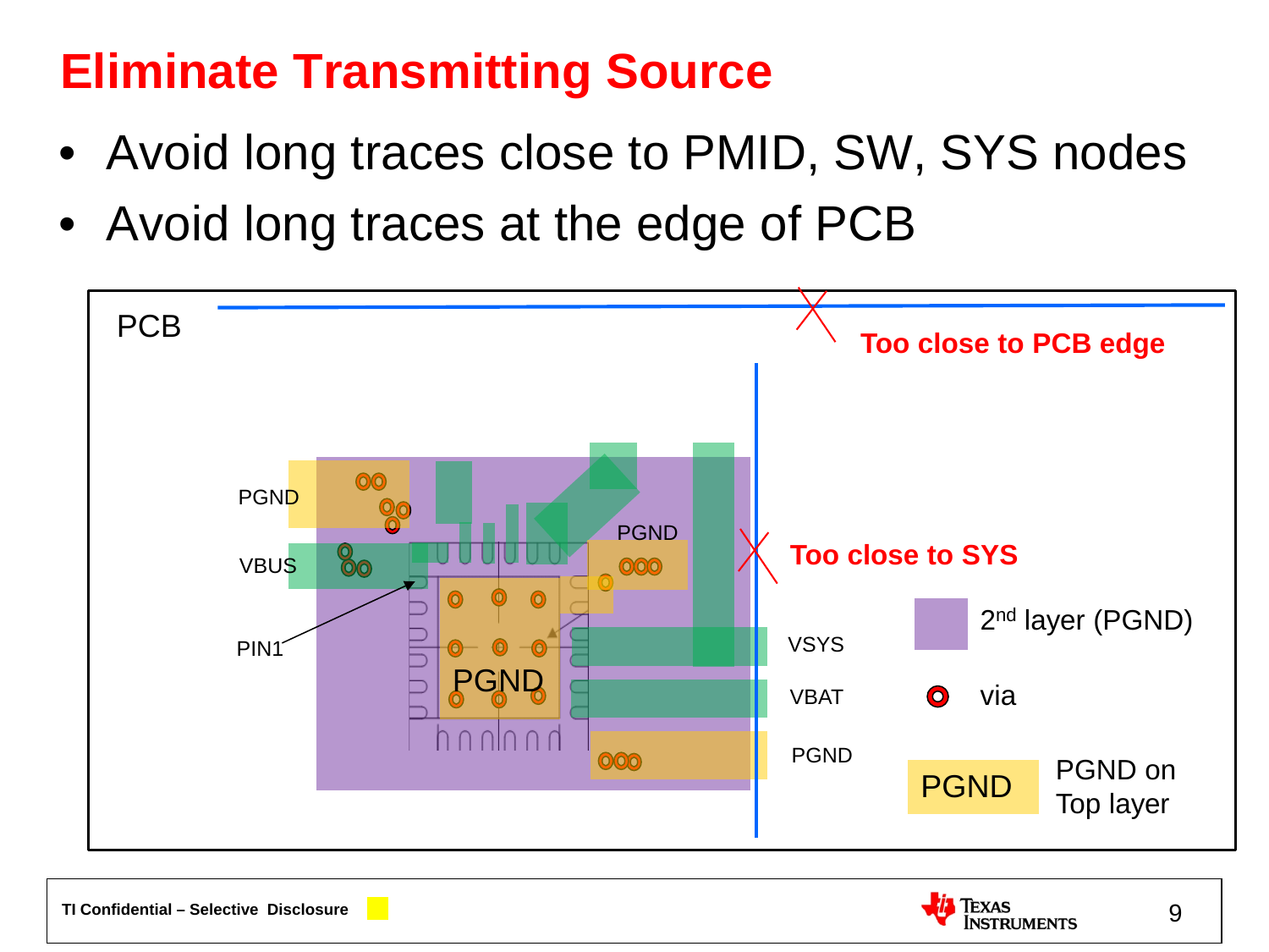# Eliminate Transmitting Source

- Avoid long traces close to PMID, SW, SYS nodes
- Avoid long traces at the edge of PCB

PCB

Too close to PCB edge

PGND

VBUS

PIN1

PGND

PGND

Too close to SYS

VSYS

VBAT

PGND

2nd layer (PGND)

via

PGND — PGND on Top layer

TI Confidential – Selective Disclosure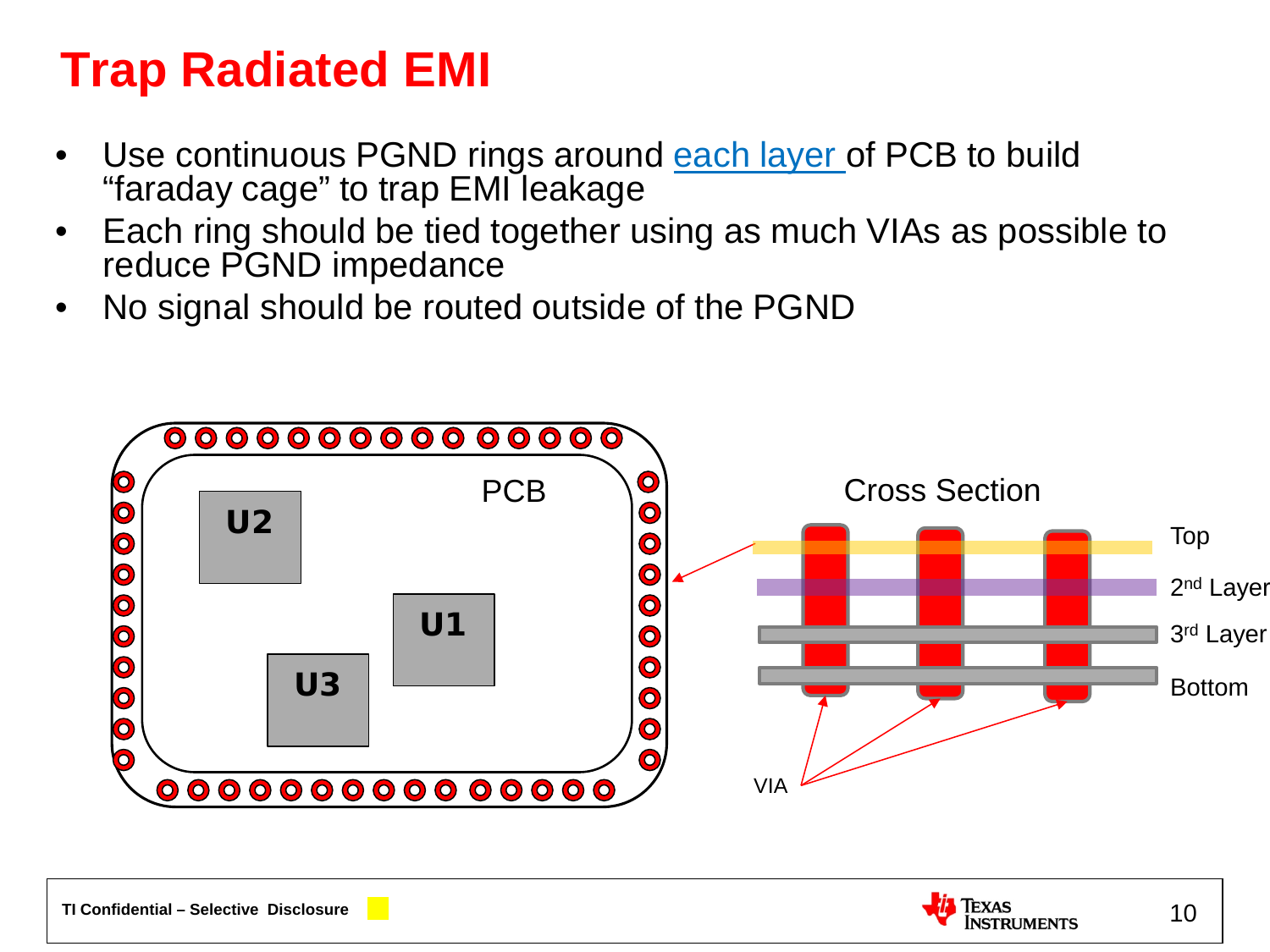# Trap Radiated EMI

- Use continuous PGND rings around each layer of PCB to build "faraday cage" to trap EMI leakage
- Each ring should be tied together using as much VIAs as possible to reduce PGND impedance
- No signal should be routed outside of the PGND

PCB

U2

U1

U3

Cross Section

Top

2nd Layer

3rd Layer

Bottom

VIA

TI Confidential – Selective Disclosure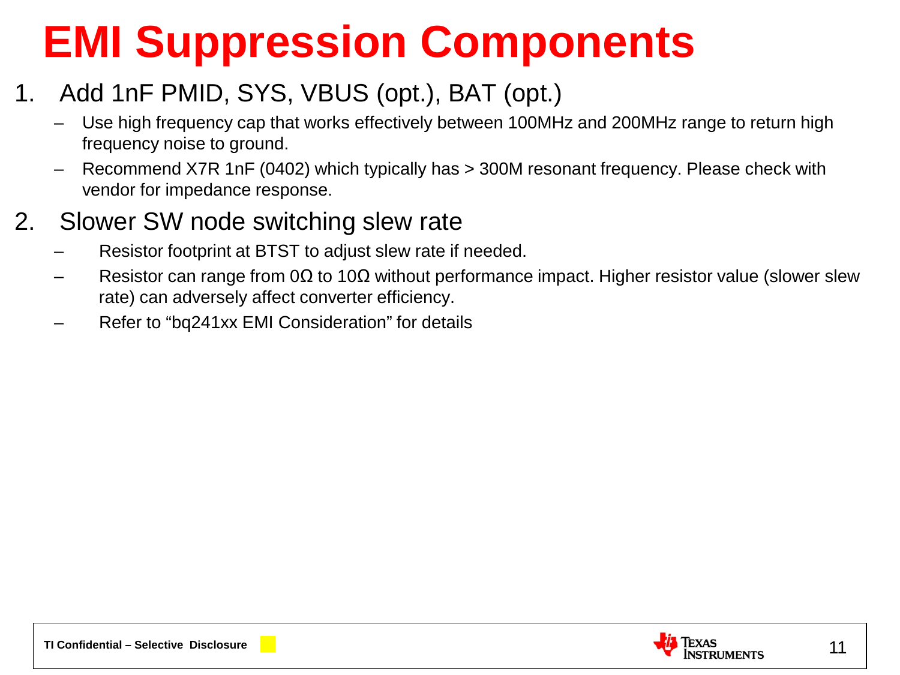# EMI Suppression Components

1. Add 1nF PMID, SYS, VBUS (opt.), BAT (opt.)
   - Use high frequency cap that works effectively between 100MHz and 200MHz range to return high frequency noise to ground.
   - Recommend X7R 1nF (0402) which typically has > 300M resonant frequency. Please check with vendor for impedance response.
2. Slower SW node switching slew rate
   - Resistor footprint at BTST to adjust slew rate if needed.
   - Resistor can range from 0Ω to 10Ω without performance impact. Higher resistor value (slower slew rate) can adversely affect converter efficiency.
   - Refer to “bq241xx EMI Consideration” for details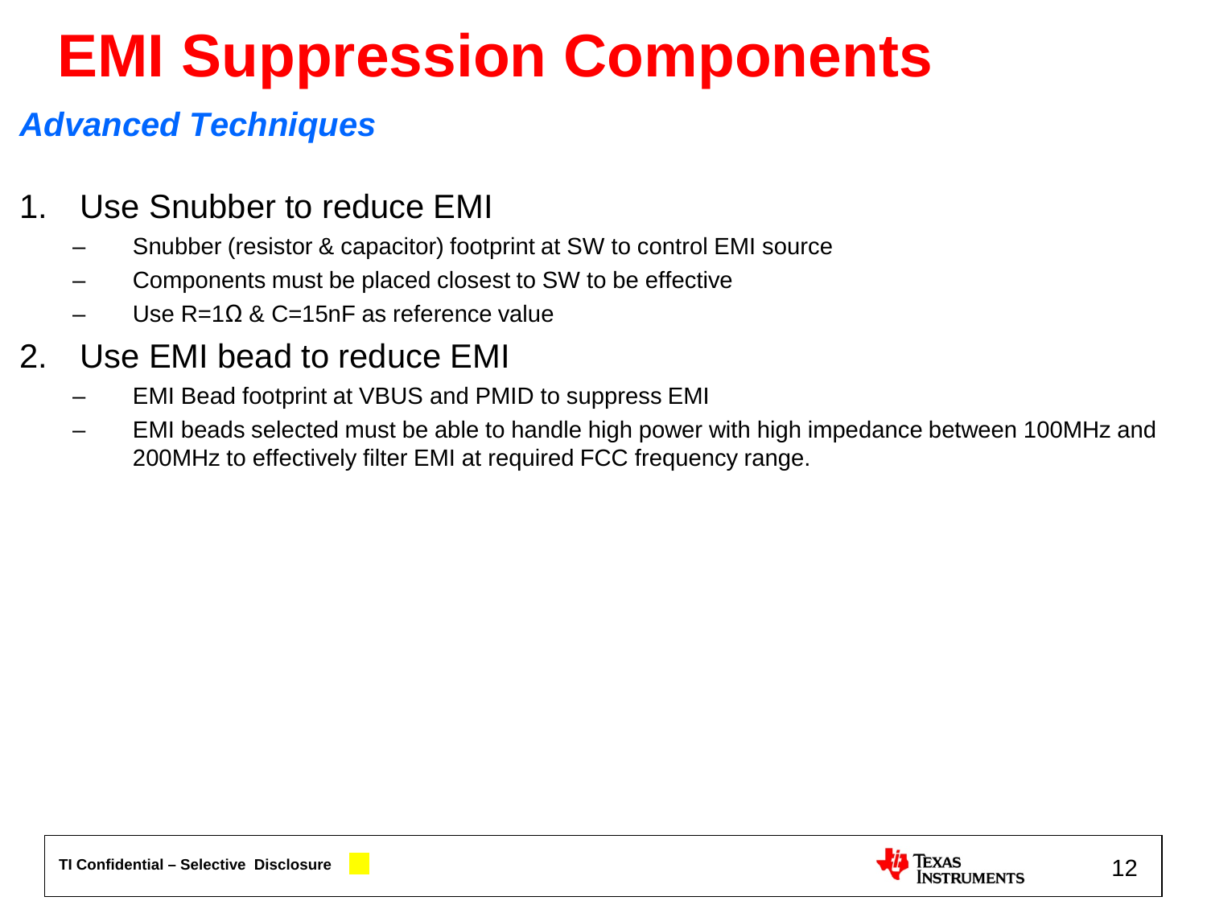# EMI Suppression Components

***Advanced Techniques***

1. Use Snubber to reduce EMI
   - Snubber (resistor & capacitor) footprint at SW to control EMI source
   - Components must be placed closest to SW to be effective
   - Use $R=1\Omega$ & $C=15nF$ as reference value
2. Use EMI bead to reduce EMI
   - EMI Bead footprint at VBUS and PMID to suppress EMI
   - EMI beads selected must be able to handle high power with high impedance between 100MHz and 200MHz to effectively filter EMI at required FCC frequency range.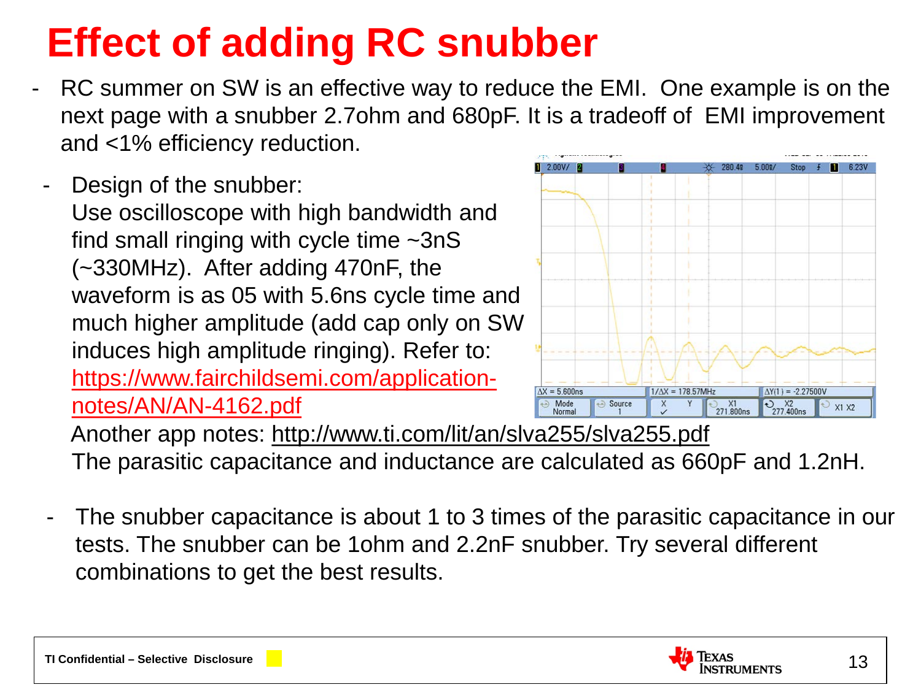# Effect of adding RC snubber

- RC summer on SW is an effective way to reduce the EMI. One example is on the next page with a snubber 2.7ohm and 680pF. It is a tradeoff of EMI improvement and <1% efficiency reduction.

- Design of the snubber:
  Use oscilloscope with high bandwidth and find small ringing with cycle time ~3nS (~330MHz). After adding 470nF, the waveform is as 05 with 5.6ns cycle time and much higher amplitude (add cap only on SW induces high amplitude ringing). Refer to: https://www.fairchildsemi.com/application-notes/AN/AN-4162.pdf
  Another app notes: http://www.ti.com/lit/an/slva255/slva255.pdf
  The parasitic capacitance and inductance are calculated as 660pF and 1.2nH.

- The snubber capacitance is about 1 to 3 times of the parasitic capacitance in our tests. The snubber can be 1ohm and 2.2nF snubber. Try several different combinations to get the best results.

TI Confidential – Selective Disclosure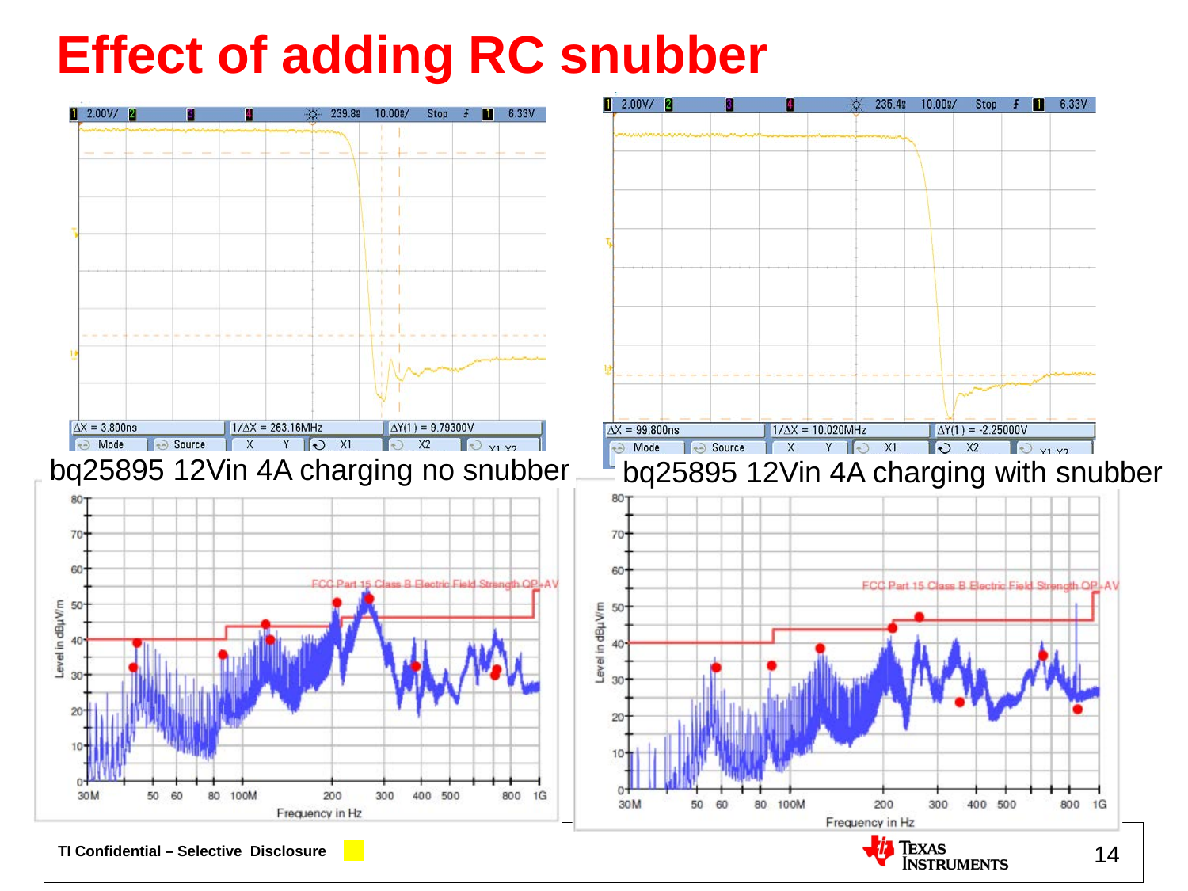# Effect of adding RC snubber

bq25895 12Vin 4A charging no snubber

bq25895 12Vin 4A charging with snubber

TI Confidential – Selective Disclosure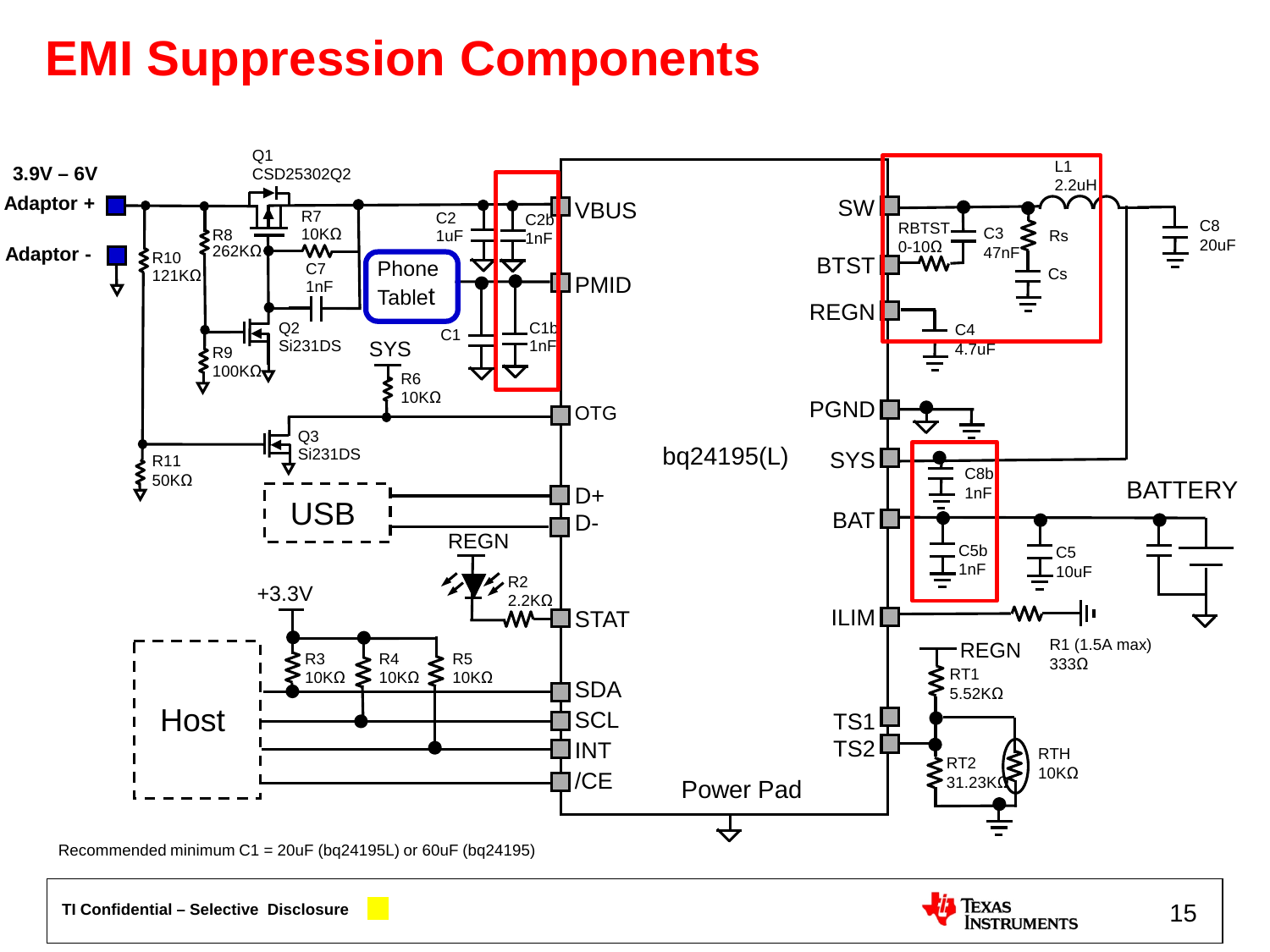# EMI Suppression Components

3.9V – 6V
Adaptor +
Adaptor -

Q1
CSD25302Q2

R7
10KΩ

R8
262KΩ

R10
121KΩ

C7
1nF

Q2
Si231DS

R9
100KΩ

Phone
Tablet

C2
1uF

C2b
1nF

C1

C1b
1nF

SYS

R6
10KΩ

Q3
Si231DS

R11
50KΩ

USB

REGN

R2
2.2KΩ

+3.3V

R3
10KΩ

R4
10KΩ

R5
10KΩ

Host

VBUS
PMID
OTG
D+
D-
STAT
SDA
SCL
INT
/CE

bq24195(L)

Power Pad

SW
BTST
REGN
PGND
SYS
BAT
ILIM
TS1
TS2

RBTST
0-10Ω

C3
47nF

Rs

Cs

L1
2.2uH

C8
20uF

C4
4.7uF

C8b
1nF

C5b
1nF

C5
10uF

BATTERY

R1 (1.5A max)
333Ω

REGN

RT1
5.52KΩ

RT2
31.23KΩ

RTH
10KΩ

Recommended minimum C1 = 20uF (bq24195L) or 60uF (bq24195)

TI Confidential – Selective Disclosure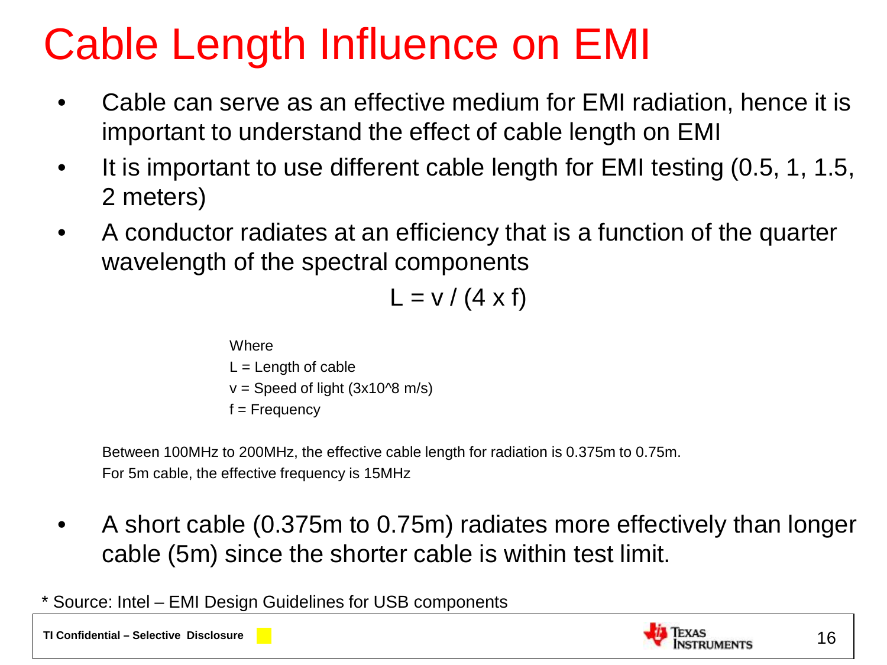# Cable Length Influence on EMI

- Cable can serve as an effective medium for EMI radiation, hence it is important to understand the effect of cable length on EMI
- It is important to use different cable length for EMI testing (0.5, 1, 1.5, 2 meters)
- A conductor radiates at an efficiency that is a function of the quarter wavelength of the spectral components

$$L = v / (4 \times f)$$

Where
L = Length of cable
v = Speed of light ($3 \times 10^8$ m/s)
f = Frequency

Between 100MHz to 200MHz, the effective cable length for radiation is 0.375m to 0.75m.
For 5m cable, the effective frequency is 15MHz

- A short cable (0.375m to 0.75m) radiates more effectively than longer cable (5m) since the shorter cable is within test limit.

* Source: Intel – EMI Design Guidelines for USB components

TI Confidential – Selective Disclosure